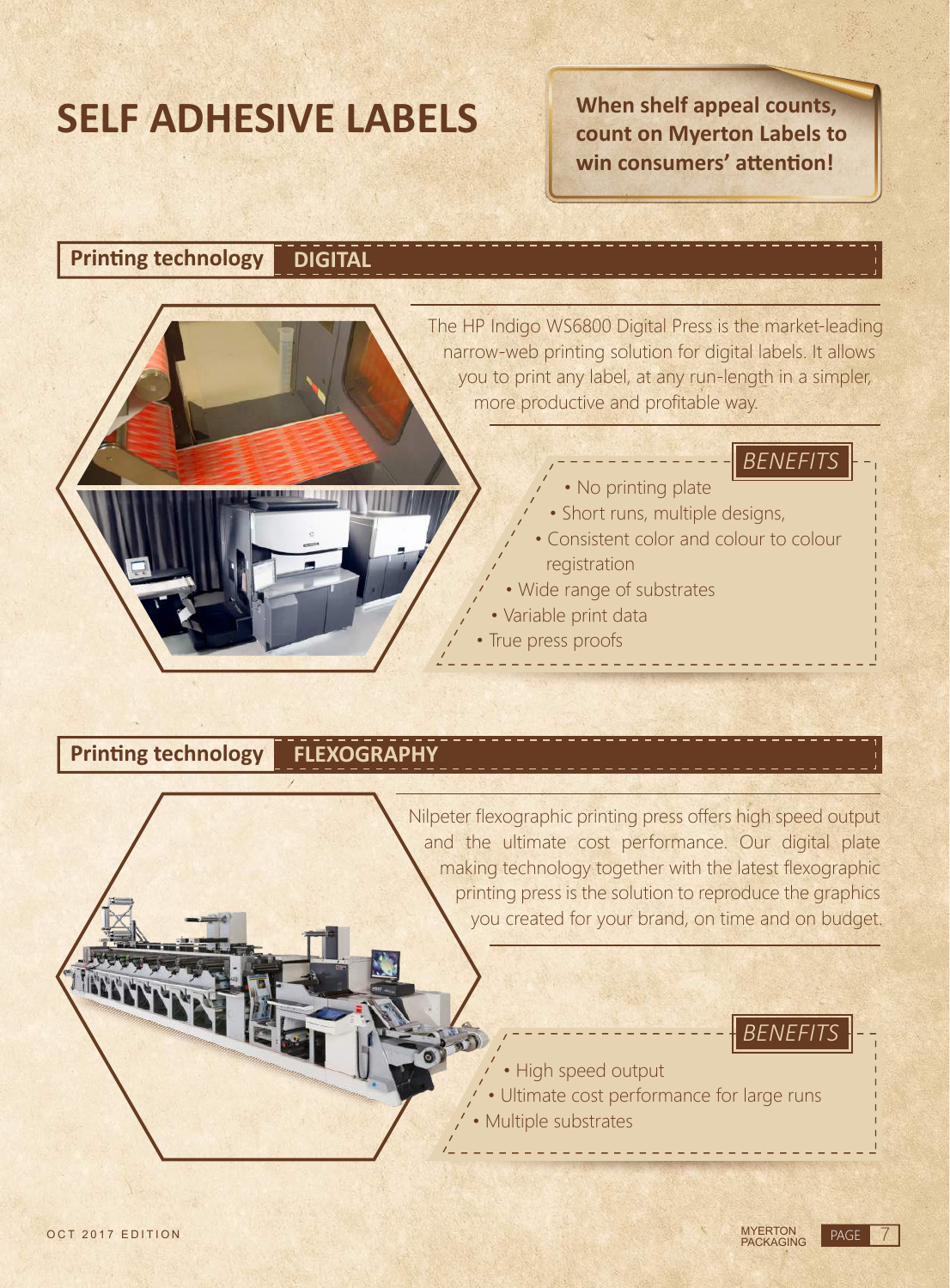# SELF ADHESIVE LABELS

**When shelf appeal counts, count on Myerton Labels to win consumers' attention!**

## Printing technology DIGITAL

The HP Indigo WS6800 Digital Press is the market-leading narrow-web printing solution for digital labels. It allows you to print any label, at any run-length in a simpler, more productive and profitable way.

*BENEFITS*

- No printing plate
- Short runs, multiple designs,
- Consistent color and colour to colour registration
- Wide range of substrates
- Variable print data
- True press proofs

## Printing technology FLEXOGRAPHY

Nilpeter flexographic printing press offers high speed output and the ultimate cost performance. Our digital plate making technology together with the latest flexographic printing press is the solution to reproduce the graphics you created for your brand, on time and on budget.

*BENEFITS*

- High speed output
- Ultimate cost performance for large runs
- Multiple substrates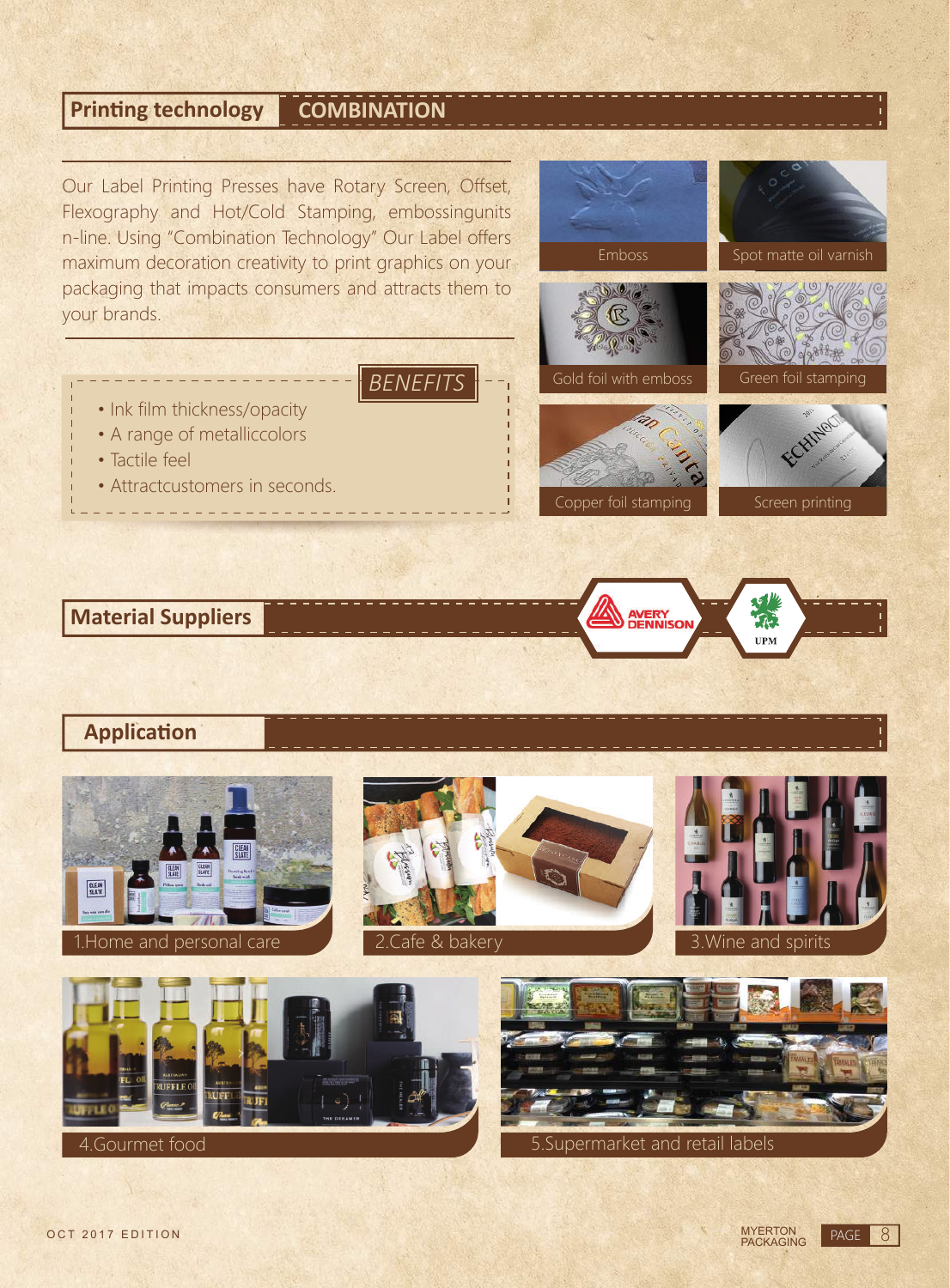## Printing technology COMBINATION

Our Label Printing Presses have Rotary Screen, Offset, Flexography and Hot/Cold Stamping, embossingunits n-line. Using "Combination Technology" Our Label offers maximum decoration creativity to print graphics on your packaging that impacts consumers and attracts them to your brands.

### BENEFITS

- Ink film thickness/opacity
- A range of metalliccolors
- Tactile feel
- Attractcustomers in seconds.

Emboss

Spot matte oil varnish

Gold foil with emboss

Green foil stamping

Copper foil stamping

Screen printing

## Material Suppliers

AVERY DENNISON

UPM

## Application

1.Home and personal care

2.Cafe & bakery

3.Wine and spirits

4.Gourmet food

5.Supermarket and retail labels